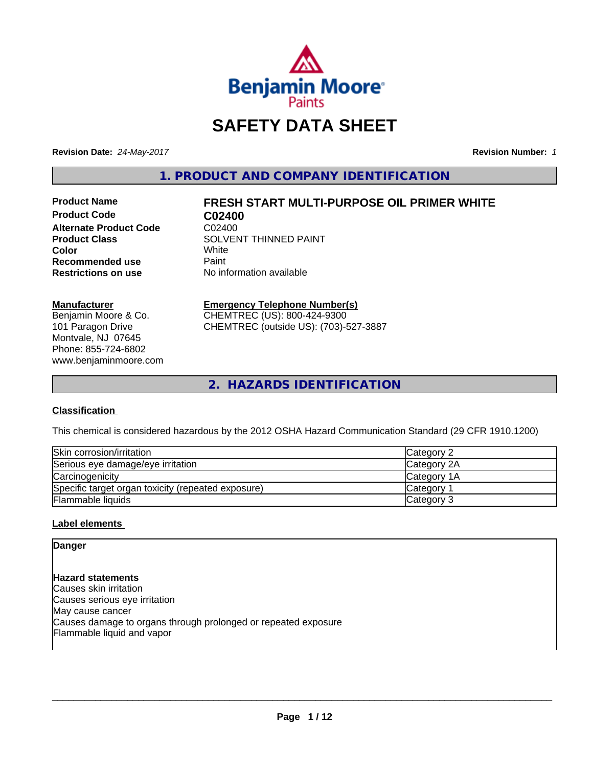# SAFETY DATA SHEET

**Revision Date:** *24-May-2017*

**Revision Number:** *1*

## 1. PRODUCT AND COMPANY IDENTIFICATION

| | |
|---|---|
| **Product Name** | **FRESH START MULTI-PURPOSE OIL PRIMER WHITE** |
| **Product Code** | **C02400** |
| **Alternate Product Code** | C02400 |
| **Product Class** | SOLVENT THINNED PAINT |
| **Color** | White |
| **Recommended use** | Paint |
| **Restrictions on use** | No information available |

**Manufacturer**
Benjamin Moore & Co.
101 Paragon Drive
Montvale, NJ 07645
Phone: 855-724-6802
www.benjaminmoore.com

**Emergency Telephone Number(s)**
CHEMTREC (US): 800-424-9300
CHEMTREC (outside US): (703)-527-3887

## 2. HAZARDS IDENTIFICATION

### Classification

This chemical is considered hazardous by the 2012 OSHA Hazard Communication Standard (29 CFR 1910.1200)

| | |
|---|---|
| Skin corrosion/irritation | Category 2 |
| Serious eye damage/eye irritation | Category 2A |
| Carcinogenicity | Category 1A |
| Specific target organ toxicity (repeated exposure) | Category 1 |
| Flammable liquids | Category 3 |

### Label elements

**Danger**

**Hazard statements**
Causes skin irritation
Causes serious eye irritation
May cause cancer
Causes damage to organs through prolonged or repeated exposure
Flammable liquid and vapor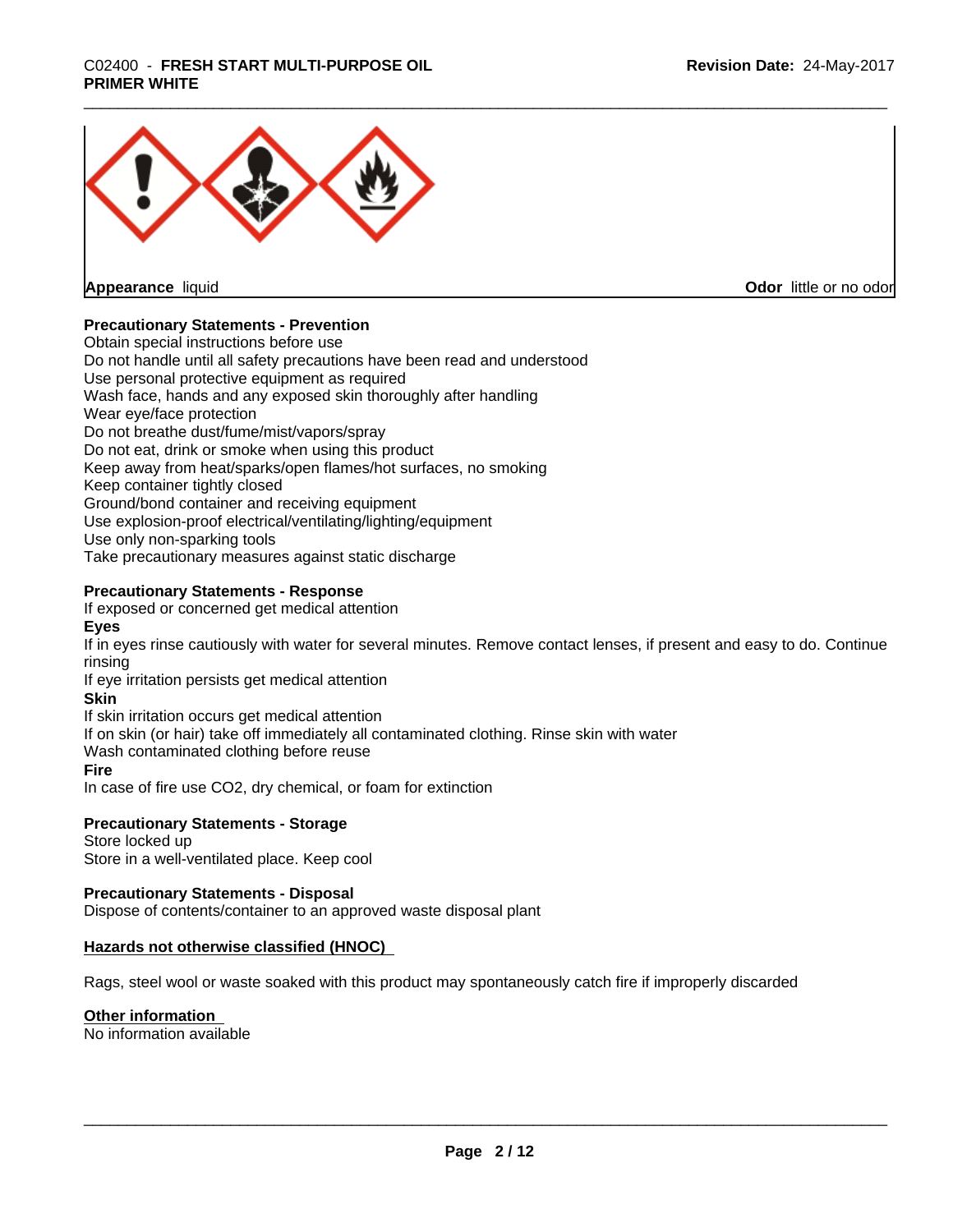**Appearance** liquid **Odor** little or no odor

**Precautionary Statements - Prevention**

Obtain special instructions before use
Do not handle until all safety precautions have been read and understood
Use personal protective equipment as required
Wash face, hands and any exposed skin thoroughly after handling
Wear eye/face protection
Do not breathe dust/fume/mist/vapors/spray
Do not eat, drink or smoke when using this product
Keep away from heat/sparks/open flames/hot surfaces, no smoking
Keep container tightly closed
Ground/bond container and receiving equipment
Use explosion-proof electrical/ventilating/lighting/equipment
Use only non-sparking tools
Take precautionary measures against static discharge

**Precautionary Statements - Response**

If exposed or concerned get medical attention

**Eyes**

If in eyes rinse cautiously with water for several minutes. Remove contact lenses, if present and easy to do. Continue rinsing
If eye irritation persists get medical attention

**Skin**

If skin irritation occurs get medical attention
If on skin (or hair) take off immediately all contaminated clothing. Rinse skin with water
Wash contaminated clothing before reuse

**Fire**

In case of fire use CO2, dry chemical, or foam for extinction

**Precautionary Statements - Storage**

Store locked up
Store in a well-ventilated place. Keep cool

**Precautionary Statements - Disposal**

Dispose of contents/container to an approved waste disposal plant

**Hazards not otherwise classified (HNOC)**

Rags, steel wool or waste soaked with this product may spontaneously catch fire if improperly discarded

**Other information**

No information available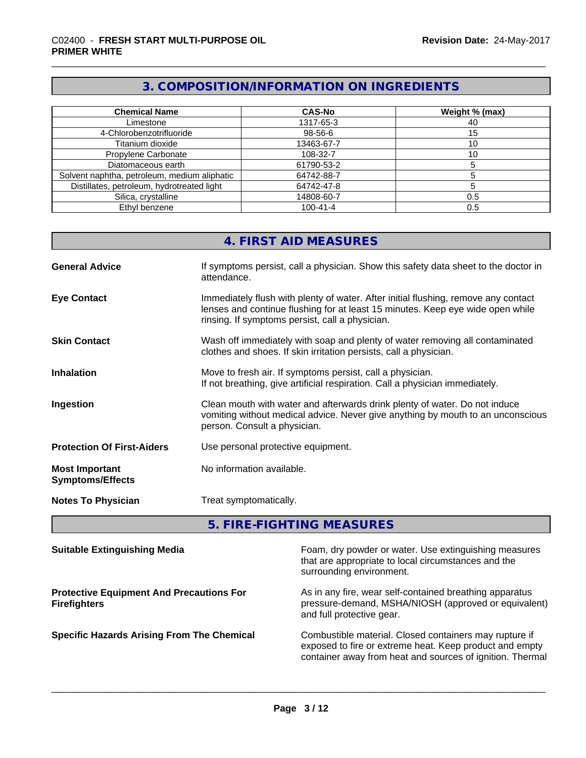## 3. COMPOSITION/INFORMATION ON INGREDIENTS

| Chemical Name | CAS-No | Weight % (max) |
| --- | --- | --- |
| Limestone | 1317-65-3 | 40 |
| 4-Chlorobenzotrifluoride | 98-56-6 | 15 |
| Titanium dioxide | 13463-67-7 | 10 |
| Propylene Carbonate | 108-32-7 | 10 |
| Diatomaceous earth | 61790-53-2 | 5 |
| Solvent naphtha, petroleum, medium aliphatic | 64742-88-7 | 5 |
| Distillates, petroleum, hydrotreated light | 64742-47-8 | 5 |
| Silica, crystalline | 14808-60-7 | 0.5 |
| Ethyl benzene | 100-41-4 | 0.5 |

## 4. FIRST AID MEASURES

**General Advice**
If symptoms persist, call a physician. Show this safety data sheet to the doctor in attendance.

**Eye Contact**
Immediately flush with plenty of water. After initial flushing, remove any contact lenses and continue flushing for at least 15 minutes. Keep eye wide open while rinsing. If symptoms persist, call a physician.

**Skin Contact**
Wash off immediately with soap and plenty of water removing all contaminated clothes and shoes. If skin irritation persists, call a physician.

**Inhalation**
Move to fresh air. If symptoms persist, call a physician.
If not breathing, give artificial respiration. Call a physician immediately.

**Ingestion**
Clean mouth with water and afterwards drink plenty of water. Do not induce vomiting without medical advice. Never give anything by mouth to an unconscious person. Consult a physician.

**Protection Of First-Aiders**
Use personal protective equipment.

**Most Important Symptoms/Effects**
No information available.

**Notes To Physician**
Treat symptomatically.

## 5. FIRE-FIGHTING MEASURES

**Suitable Extinguishing Media**
Foam, dry powder or water. Use extinguishing measures that are appropriate to local circumstances and the surrounding environment.

**Protective Equipment And Precautions For Firefighters**
As in any fire, wear self-contained breathing apparatus pressure-demand, MSHA/NIOSH (approved or equivalent) and full protective gear.

**Specific Hazards Arising From The Chemical**
Combustible material. Closed containers may rupture if exposed to fire or extreme heat. Keep product and empty container away from heat and sources of ignition. Thermal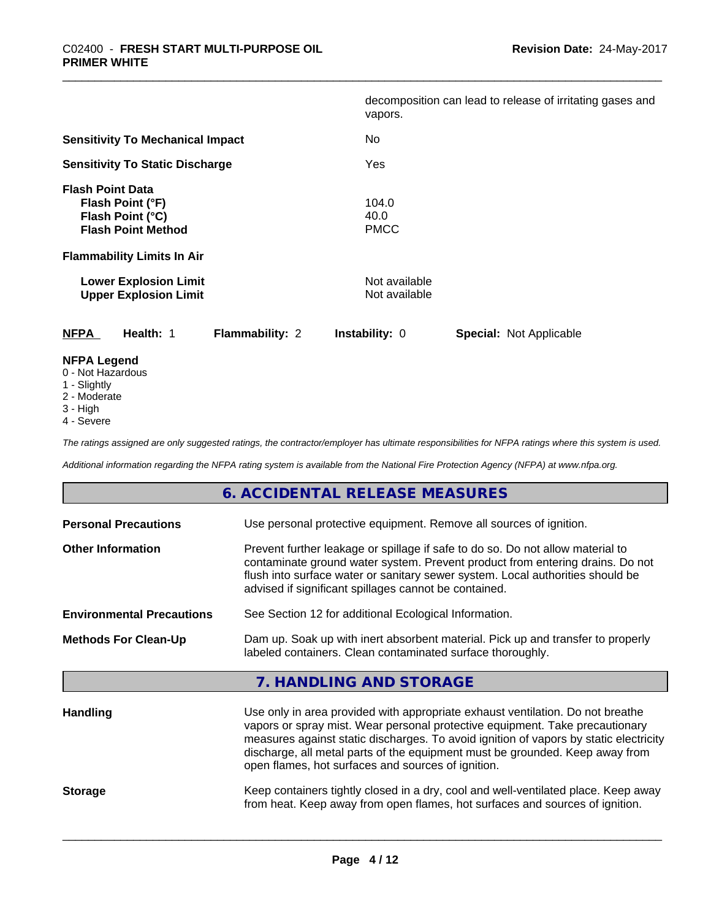decomposition can lead to release of irritating gases and vapors.

**Sensitivity To Mechanical Impact** No

**Sensitivity To Static Discharge** Yes

**Flash Point Data**
**Flash Point (°F)** 104.0
**Flash Point (°C)** 40.0
**Flash Point Method** PMCC

**Flammability Limits In Air**

**Lower Explosion Limit** Not available
**Upper Explosion Limit** Not available

| **NFPA** | **Health:** 1 | **Flammability:** 2 | **Instability:** 0 | **Special:** Not Applicable |
|---|---|---|---|---|

**NFPA Legend**
0 - Not Hazardous
1 - Slightly
2 - Moderate
3 - High
4 - Severe

*The ratings assigned are only suggested ratings, the contractor/employer has ultimate responsibilities for NFPA ratings where this system is used.*

*Additional information regarding the NFPA rating system is available from the National Fire Protection Agency (NFPA) at www.nfpa.org.*

## 6. ACCIDENTAL RELEASE MEASURES

**Personal Precautions** Use personal protective equipment. Remove all sources of ignition.

**Other Information** Prevent further leakage or spillage if safe to do so. Do not allow material to contaminate ground water system. Prevent product from entering drains. Do not flush into surface water or sanitary sewer system. Local authorities should be advised if significant spillages cannot be contained.

**Environmental Precautions** See Section 12 for additional Ecological Information.

**Methods For Clean-Up** Dam up. Soak up with inert absorbent material. Pick up and transfer to properly labeled containers. Clean contaminated surface thoroughly.

## 7. HANDLING AND STORAGE

**Handling** Use only in area provided with appropriate exhaust ventilation. Do not breathe vapors or spray mist. Wear personal protective equipment. Take precautionary measures against static discharges. To avoid ignition of vapors by static electricity discharge, all metal parts of the equipment must be grounded. Keep away from open flames, hot surfaces and sources of ignition.

**Storage** Keep containers tightly closed in a dry, cool and well-ventilated place. Keep away from heat. Keep away from open flames, hot surfaces and sources of ignition.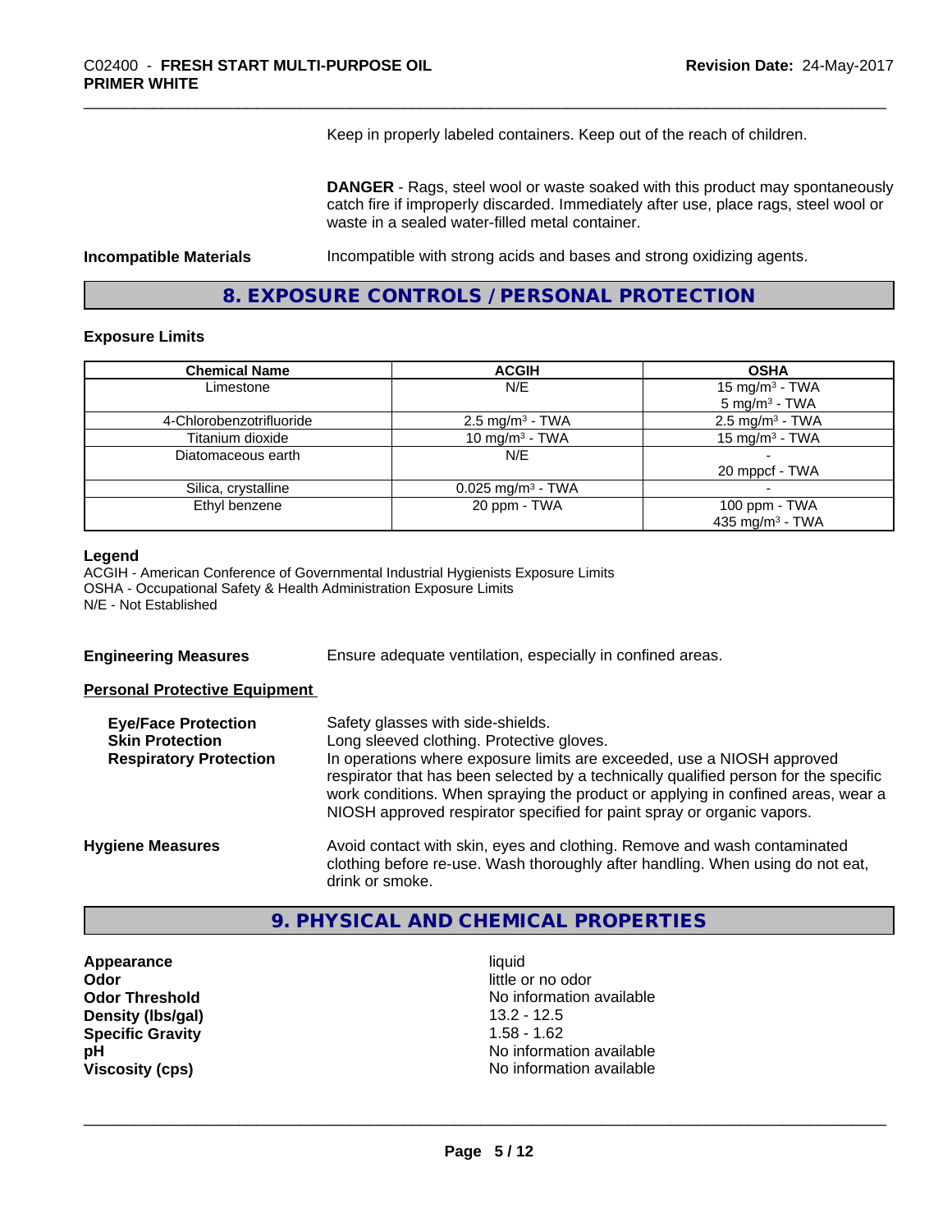Keep in properly labeled containers. Keep out of the reach of children.

**DANGER** - Rags, steel wool or waste soaked with this product may spontaneously catch fire if improperly discarded. Immediately after use, place rags, steel wool or waste in a sealed water-filled metal container.

**Incompatible Materials** Incompatible with strong acids and bases and strong oxidizing agents.

## 8. EXPOSURE CONTROLS / PERSONAL PROTECTION

### Exposure Limits

| Chemical Name | ACGIH | OSHA |
|---|---|---|
| Limestone | N/E | 15 mg/m³ - TWA<br>5 mg/m³ - TWA |
| 4-Chlorobenzotrifluoride | 2.5 mg/m³ - TWA | 2.5 mg/m³ - TWA |
| Titanium dioxide | 10 mg/m³ - TWA | 15 mg/m³ - TWA |
| Diatomaceous earth | N/E | -<br>20 mppcf - TWA |
| Silica, crystalline | 0.025 mg/m³ - TWA | - |
| Ethyl benzene | 20 ppm - TWA | 100 ppm - TWA<br>435 mg/m³ - TWA |

**Legend**
ACGIH - American Conference of Governmental Industrial Hygienists Exposure Limits
OSHA - Occupational Safety & Health Administration Exposure Limits
N/E - Not Established

**Engineering Measures** Ensure adequate ventilation, especially in confined areas.

**Personal Protective Equipment**

**Eye/Face Protection** Safety glasses with side-shields.
**Skin Protection** Long sleeved clothing. Protective gloves.
**Respiratory Protection** In operations where exposure limits are exceeded, use a NIOSH approved respirator that has been selected by a technically qualified person for the specific work conditions. When spraying the product or applying in confined areas, wear a NIOSH approved respirator specified for paint spray or organic vapors.

**Hygiene Measures** Avoid contact with skin, eyes and clothing. Remove and wash contaminated clothing before re-use. Wash thoroughly after handling. When using do not eat, drink or smoke.

## 9. PHYSICAL AND CHEMICAL PROPERTIES

**Appearance** liquid
**Odor** little or no odor
**Odor Threshold** No information available
**Density (lbs/gal)** 13.2 - 12.5
**Specific Gravity** 1.58 - 1.62
**pH** No information available
**Viscosity (cps)** No information available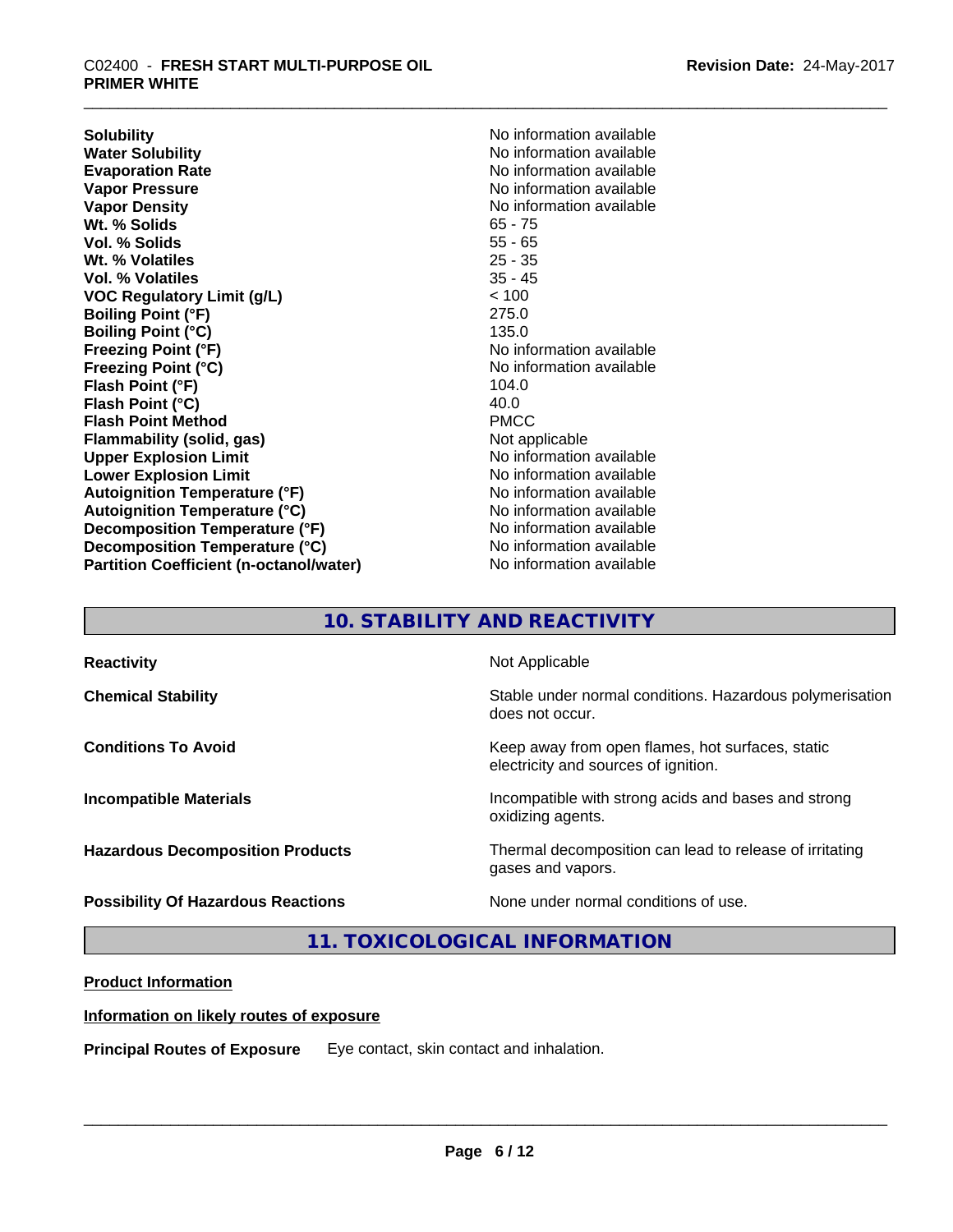| | |
|---|---|
| **Solubility** | No information available |
| **Water Solubility** | No information available |
| **Evaporation Rate** | No information available |
| **Vapor Pressure** | No information available |
| **Vapor Density** | No information available |
| **Wt. % Solids** | 65 - 75 |
| **Vol. % Solids** | 55 - 65 |
| **Wt. % Volatiles** | 25 - 35 |
| **Vol. % Volatiles** | 35 - 45 |
| **VOC Regulatory Limit (g/L)** | < 100 |
| **Boiling Point (°F)** | 275.0 |
| **Boiling Point (°C)** | 135.0 |
| **Freezing Point (°F)** | No information available |
| **Freezing Point (°C)** | No information available |
| **Flash Point (°F)** | 104.0 |
| **Flash Point (°C)** | 40.0 |
| **Flash Point Method** | PMCC |
| **Flammability (solid, gas)** | Not applicable |
| **Upper Explosion Limit** | No information available |
| **Lower Explosion Limit** | No information available |
| **Autoignition Temperature (°F)** | No information available |
| **Autoignition Temperature (°C)** | No information available |
| **Decomposition Temperature (°F)** | No information available |
| **Decomposition Temperature (°C)** | No information available |
| **Partition Coefficient (n-octanol/water)** | No information available |

## 10. STABILITY AND REACTIVITY

| | |
|---|---|
| **Reactivity** | Not Applicable |
| **Chemical Stability** | Stable under normal conditions. Hazardous polymerisation does not occur. |
| **Conditions To Avoid** | Keep away from open flames, hot surfaces, static electricity and sources of ignition. |
| **Incompatible Materials** | Incompatible with strong acids and bases and strong oxidizing agents. |
| **Hazardous Decomposition Products** | Thermal decomposition can lead to release of irritating gases and vapors. |
| **Possibility Of Hazardous Reactions** | None under normal conditions of use. |

## 11. TOXICOLOGICAL INFORMATION

**Product Information**

**Information on likely routes of exposure**

**Principal Routes of Exposure** Eye contact, skin contact and inhalation.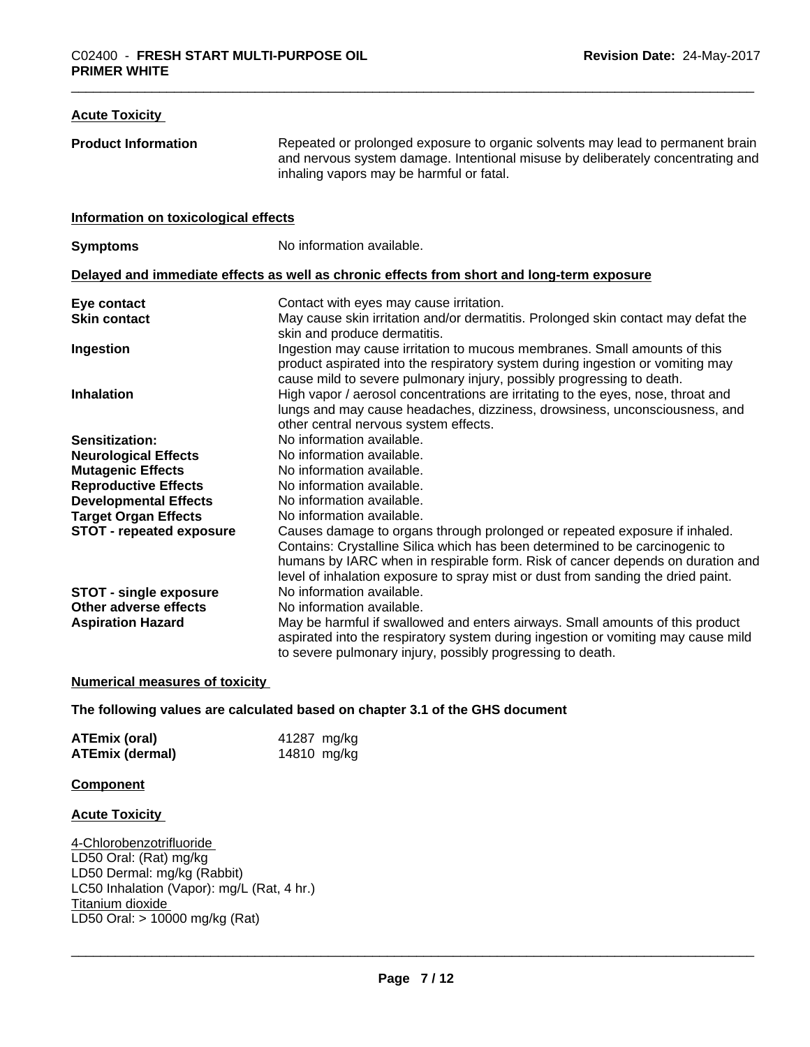**Acute Toxicity**

| | |
|---|---|
| **Product Information** | Repeated or prolonged exposure to organic solvents may lead to permanent brain and nervous system damage. Intentional misuse by deliberately concentrating and inhaling vapors may be harmful or fatal. |

**Information on toxicological effects**

| | |
|---|---|
| **Symptoms** | No information available. |

**Delayed and immediate effects as well as chronic effects from short and long-term exposure**

| | |
|---|---|
| **Eye contact** | Contact with eyes may cause irritation. |
| **Skin contact** | May cause skin irritation and/or dermatitis. Prolonged skin contact may defat the skin and produce dermatitis. |
| **Ingestion** | Ingestion may cause irritation to mucous membranes. Small amounts of this product aspirated into the respiratory system during ingestion or vomiting may cause mild to severe pulmonary injury, possibly progressing to death. |
| **Inhalation** | High vapor / aerosol concentrations are irritating to the eyes, nose, throat and lungs and may cause headaches, dizziness, drowsiness, unconsciousness, and other central nervous system effects. |
| **Sensitization:** | No information available. |
| **Neurological Effects** | No information available. |
| **Mutagenic Effects** | No information available. |
| **Reproductive Effects** | No information available. |
| **Developmental Effects** | No information available. |
| **Target Organ Effects** | No information available. |
| **STOT - repeated exposure** | Causes damage to organs through prolonged or repeated exposure if inhaled. Contains: Crystalline Silica which has been determined to be carcinogenic to humans by IARC when in respirable form. Risk of cancer depends on duration and level of inhalation exposure to spray mist or dust from sanding the dried paint. |
| **STOT - single exposure** | No information available. |
| **Other adverse effects** | No information available. |
| **Aspiration Hazard** | May be harmful if swallowed and enters airways. Small amounts of this product aspirated into the respiratory system during ingestion or vomiting may cause mild to severe pulmonary injury, possibly progressing to death. |

**Numerical measures of toxicity**

**The following values are calculated based on chapter 3.1 of the GHS document**

| | |
|---|---|
| **ATEmix (oral)** | 41287 mg/kg |
| **ATEmix (dermal)** | 14810 mg/kg |

**Component**

**Acute Toxicity**

4-Chlorobenzotrifluoride
LD50 Oral: (Rat) mg/kg
LD50 Dermal: mg/kg (Rabbit)
LC50 Inhalation (Vapor): mg/L (Rat, 4 hr.)
Titanium dioxide
LD50 Oral: > 10000 mg/kg (Rat)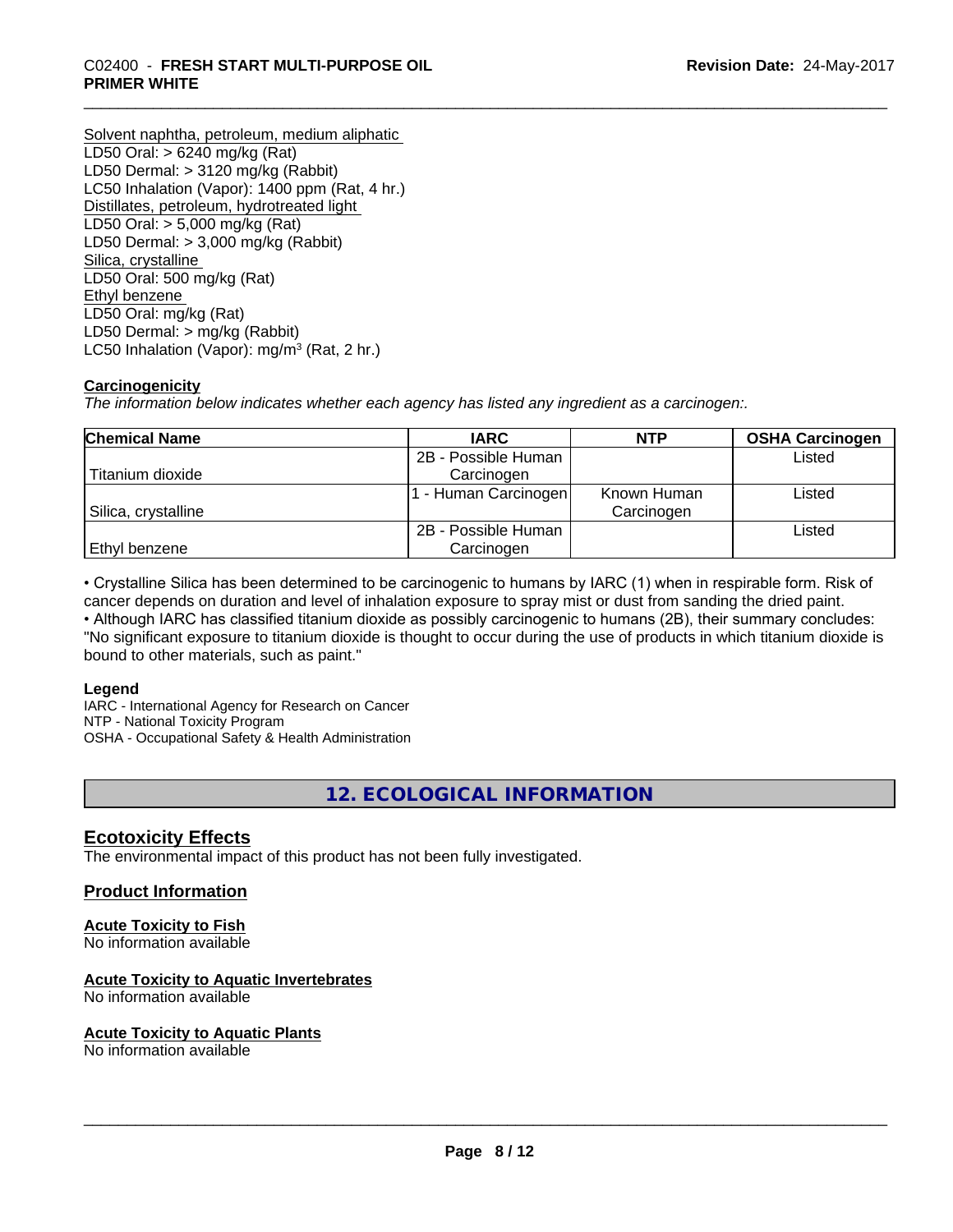Solvent naphtha, petroleum, medium aliphatic
LD50 Oral: > 6240 mg/kg (Rat)
LD50 Dermal: > 3120 mg/kg (Rabbit)
LC50 Inhalation (Vapor): 1400 ppm (Rat, 4 hr.)
Distillates, petroleum, hydrotreated light
LD50 Oral: > 5,000 mg/kg (Rat)
LD50 Dermal: > 3,000 mg/kg (Rabbit)
Silica, crystalline
LD50 Oral: 500 mg/kg (Rat)
Ethyl benzene
LD50 Oral: mg/kg (Rat)
LD50 Dermal: > mg/kg (Rabbit)
LC50 Inhalation (Vapor): mg/m$^3$ (Rat, 2 hr.)

**Carcinogenicity**

*The information below indicates whether each agency has listed any ingredient as a carcinogen:.*

| Chemical Name | IARC | NTP | OSHA Carcinogen |
|---|---|---|---|
| Titanium dioxide | 2B - Possible Human Carcinogen | | Listed |
| Silica, crystalline | 1 - Human Carcinogen | Known Human Carcinogen | Listed |
| Ethyl benzene | 2B - Possible Human Carcinogen | | Listed |

• Crystalline Silica has been determined to be carcinogenic to humans by IARC (1) when in respirable form. Risk of cancer depends on duration and level of inhalation exposure to spray mist or dust from sanding the dried paint.
• Although IARC has classified titanium dioxide as possibly carcinogenic to humans (2B), their summary concludes: "No significant exposure to titanium dioxide is thought to occur during the use of products in which titanium dioxide is bound to other materials, such as paint."

**Legend**
IARC - International Agency for Research on Cancer
NTP - National Toxicity Program
OSHA - Occupational Safety & Health Administration

## 12. ECOLOGICAL INFORMATION

### Ecotoxicity Effects

The environmental impact of this product has not been fully investigated.

### Product Information

**Acute Toxicity to Fish**
No information available

**Acute Toxicity to Aquatic Invertebrates**
No information available

**Acute Toxicity to Aquatic Plants**
No information available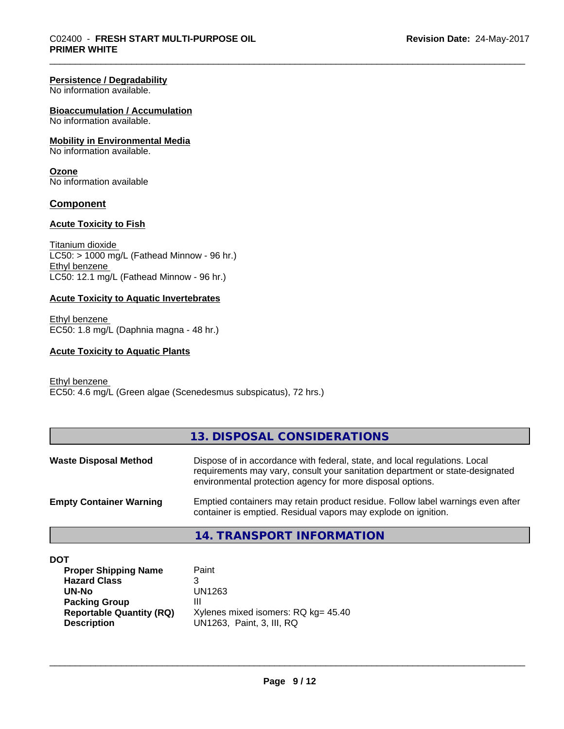**Persistence / Degradability**
No information available.

**Bioaccumulation / Accumulation**
No information available.

**Mobility in Environmental Media**
No information available.

**Ozone**
No information available

## Component

**Acute Toxicity to Fish**

Titanium dioxide
LC50: > 1000 mg/L (Fathead Minnow - 96 hr.)
Ethyl benzene
LC50: 12.1 mg/L (Fathead Minnow - 96 hr.)

**Acute Toxicity to Aquatic Invertebrates**

Ethyl benzene
EC50: 1.8 mg/L (Daphnia magna - 48 hr.)

**Acute Toxicity to Aquatic Plants**

Ethyl benzene
EC50: 4.6 mg/L (Green algae (Scenedesmus subspicatus), 72 hrs.)

## 13. DISPOSAL CONSIDERATIONS

**Waste Disposal Method** — Dispose of in accordance with federal, state, and local regulations. Local requirements may vary, consult your sanitation department or state-designated environmental protection agency for more disposal options.

**Empty Container Warning** — Emptied containers may retain product residue. Follow label warnings even after container is emptied. Residual vapors may explode on ignition.

## 14. TRANSPORT INFORMATION

**DOT**

| | |
|---|---|
| **Proper Shipping Name** | Paint |
| **Hazard Class** | 3 |
| **UN-No** | UN1263 |
| **Packing Group** | III |
| **Reportable Quantity (RQ)** | Xylenes mixed isomers: RQ kg= 45.40 |
| **Description** | UN1263, Paint, 3, III, RQ |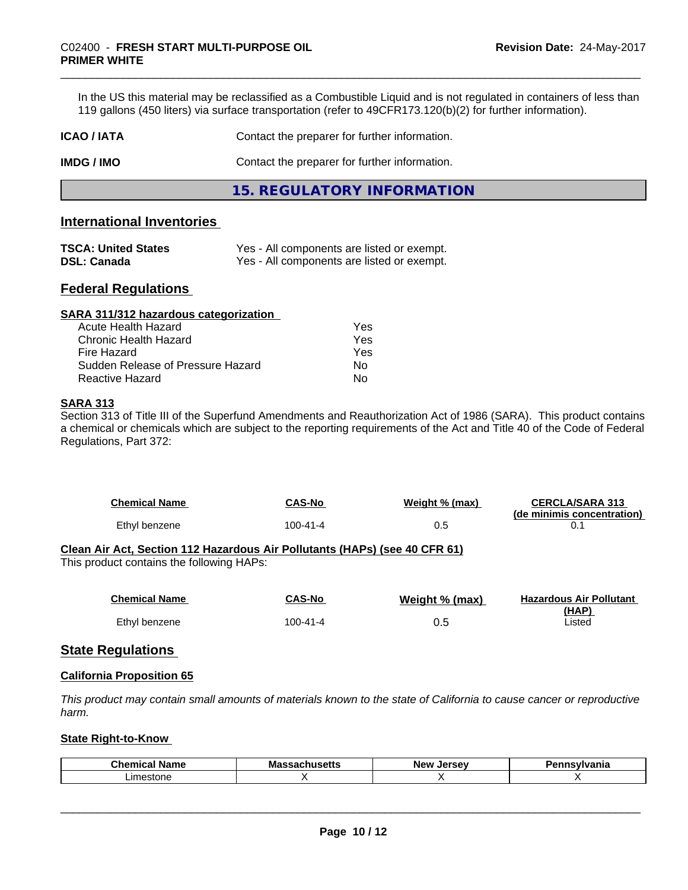In the US this material may be reclassified as a Combustible Liquid and is not regulated in containers of less than 119 gallons (450 liters) via surface transportation (refer to 49CFR173.120(b)(2) for further information).

**ICAO / IATA** Contact the preparer for further information.

**IMDG / IMO** Contact the preparer for further information.

## 15. REGULATORY INFORMATION

### International Inventories

**TSCA: United States** Yes - All components are listed or exempt.
**DSL: Canada** Yes - All components are listed or exempt.

### Federal Regulations

**SARA 311/312 hazardous categorization**

| | |
|---|---|
| Acute Health Hazard | Yes |
| Chronic Health Hazard | Yes |
| Fire Hazard | Yes |
| Sudden Release of Pressure Hazard | No |
| Reactive Hazard | No |

**SARA 313**

Section 313 of Title III of the Superfund Amendments and Reauthorization Act of 1986 (SARA). This product contains a chemical or chemicals which are subject to the reporting requirements of the Act and Title 40 of the Code of Federal Regulations, Part 372:

| Chemical Name | CAS-No | Weight % (max) | CERCLA/SARA 313 (de minimis concentration) |
|---|---|---|---|
| Ethyl benzene | 100-41-4 | 0.5 | 0.1 |

**Clean Air Act, Section 112 Hazardous Air Pollutants (HAPs) (see 40 CFR 61)**

This product contains the following HAPs:

| Chemical Name | CAS-No | Weight % (max) | Hazardous Air Pollutant (HAP) |
|---|---|---|---|
| Ethyl benzene | 100-41-4 | 0.5 | Listed |

### State Regulations

**California Proposition 65**

*This product may contain small amounts of materials known to the state of California to cause cancer or reproductive harm.*

**State Right-to-Know**

| Chemical Name | Massachusetts | New Jersey | Pennsylvania |
|---|---|---|---|
| Limestone | X | X | X |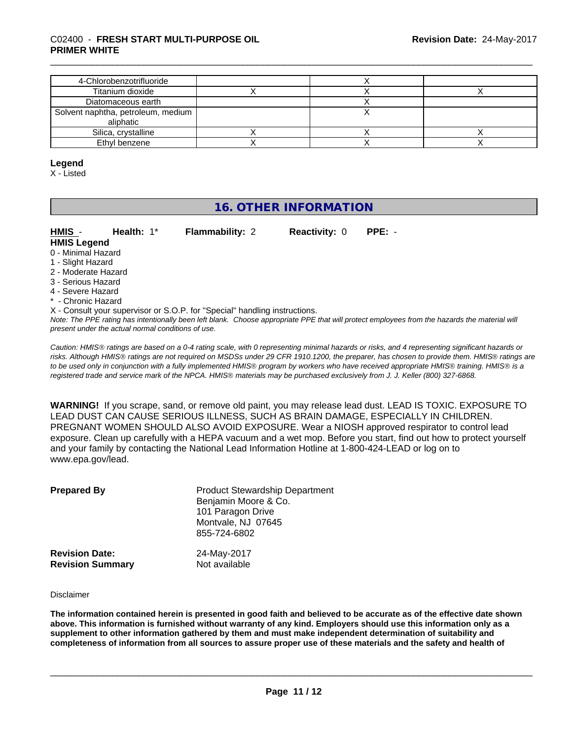| | | | |
|---|---|---|---|
| 4-Chlorobenzotrifluoride | | X | |
| Titanium dioxide | X | X | X |
| Diatomaceous earth | | X | |
| Solvent naphtha, petroleum, medium aliphatic | | X | |
| Silica, crystalline | X | X | X |
| Ethyl benzene | X | X | X |

**Legend**

X - Listed

## 16. OTHER INFORMATION

**HMIS** - **Health:** 1* **Flammability:** 2 **Reactivity:** 0 **PPE:** -

**HMIS Legend**

0 - Minimal Hazard
1 - Slight Hazard
2 - Moderate Hazard
3 - Serious Hazard
4 - Severe Hazard
* - Chronic Hazard
X - Consult your supervisor or S.O.P. for "Special" handling instructions.

*Note: The PPE rating has intentionally been left blank. Choose appropriate PPE that will protect employees from the hazards the material will present under the actual normal conditions of use.*

*Caution: HMIS® ratings are based on a 0-4 rating scale, with 0 representing minimal hazards or risks, and 4 representing significant hazards or risks. Although HMIS® ratings are not required on MSDSs under 29 CFR 1910.1200, the preparer, has chosen to provide them. HMIS® ratings are to be used only in conjunction with a fully implemented HMIS® program by workers who have received appropriate HMIS® training. HMIS® is a registered trade and service mark of the NPCA. HMIS® materials may be purchased exclusively from J. J. Keller (800) 327-6868.*

**WARNING!** If you scrape, sand, or remove old paint, you may release lead dust. LEAD IS TOXIC. EXPOSURE TO LEAD DUST CAN CAUSE SERIOUS ILLNESS, SUCH AS BRAIN DAMAGE, ESPECIALLY IN CHILDREN. PREGNANT WOMEN SHOULD ALSO AVOID EXPOSURE. Wear a NIOSH approved respirator to control lead exposure. Clean up carefully with a HEPA vacuum and a wet mop. Before you start, find out how to protect yourself and your family by contacting the National Lead Information Hotline at 1-800-424-LEAD or log on to www.epa.gov/lead.

**Prepared By**
Product Stewardship Department
Benjamin Moore & Co.
101 Paragon Drive
Montvale, NJ 07645
855-724-6802

**Revision Date:** 24-May-2017
**Revision Summary** Not available

Disclaimer

**The information contained herein is presented in good faith and believed to be accurate as of the effective date shown above. This information is furnished without warranty of any kind. Employers should use this information only as a supplement to other information gathered by them and must make independent determination of suitability and completeness of information from all sources to assure proper use of these materials and the safety and health of**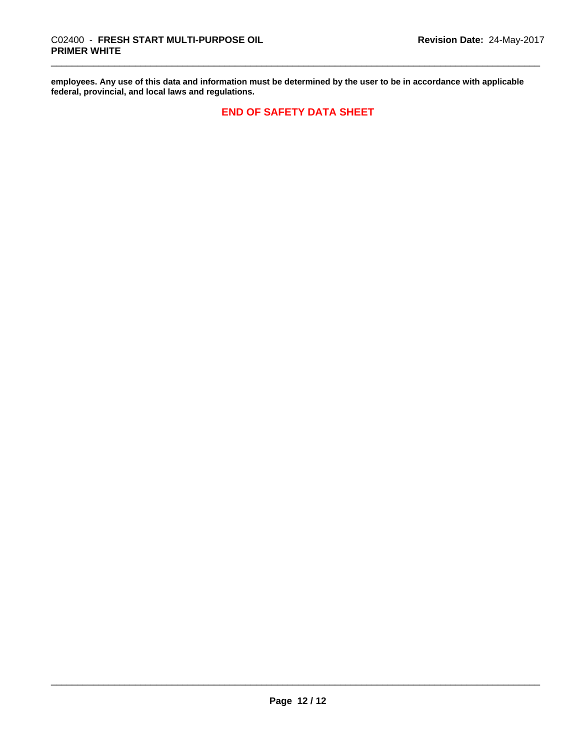**employees. Any use of this data and information must be determined by the user to be in accordance with applicable federal, provincial, and local laws and regulations.**

**END OF SAFETY DATA SHEET**